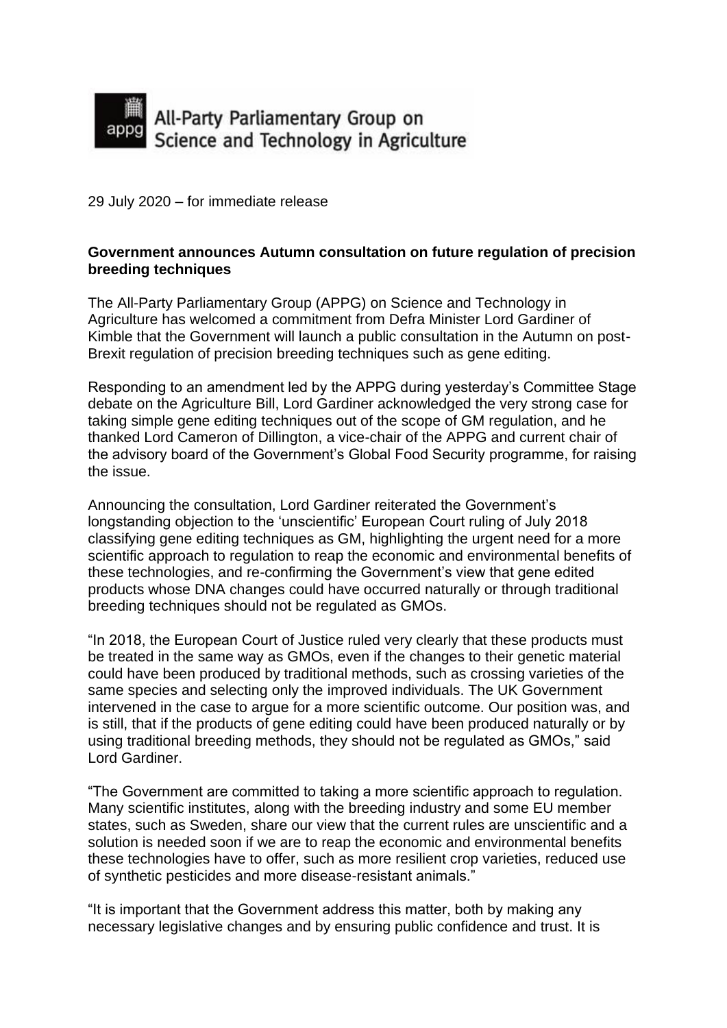All-Party Parliamentary Group on Science and Technology in Agriculture

29 July 2020 – for immediate release

**Government announces Autumn consultation on future regulation of precision breeding techniques**

The All-Party Parliamentary Group (APPG) on Science and Technology in Agriculture has welcomed a commitment from Defra Minister Lord Gardiner of Kimble that the Government will launch a public consultation in the Autumn on post-Brexit regulation of precision breeding techniques such as gene editing.

Responding to an amendment led by the APPG during yesterday's Committee Stage debate on the Agriculture Bill, Lord Gardiner acknowledged the very strong case for taking simple gene editing techniques out of the scope of GM regulation, and he thanked Lord Cameron of Dillington, a vice-chair of the APPG and current chair of the advisory board of the Government's Global Food Security programme, for raising the issue.

Announcing the consultation, Lord Gardiner reiterated the Government's longstanding objection to the 'unscientific' European Court ruling of July 2018 classifying gene editing techniques as GM, highlighting the urgent need for a more scientific approach to regulation to reap the economic and environmental benefits of these technologies, and re-confirming the Government's view that gene edited products whose DNA changes could have occurred naturally or through traditional breeding techniques should not be regulated as GMOs.

"In 2018, the European Court of Justice ruled very clearly that these products must be treated in the same way as GMOs, even if the changes to their genetic material could have been produced by traditional methods, such as crossing varieties of the same species and selecting only the improved individuals. The UK Government intervened in the case to argue for a more scientific outcome. Our position was, and is still, that if the products of gene editing could have been produced naturally or by using traditional breeding methods, they should not be regulated as GMOs," said Lord Gardiner.

"The Government are committed to taking a more scientific approach to regulation. Many scientific institutes, along with the breeding industry and some EU member states, such as Sweden, share our view that the current rules are unscientific and a solution is needed soon if we are to reap the economic and environmental benefits these technologies have to offer, such as more resilient crop varieties, reduced use of synthetic pesticides and more disease-resistant animals."

"It is important that the Government address this matter, both by making any necessary legislative changes and by ensuring public confidence and trust. It is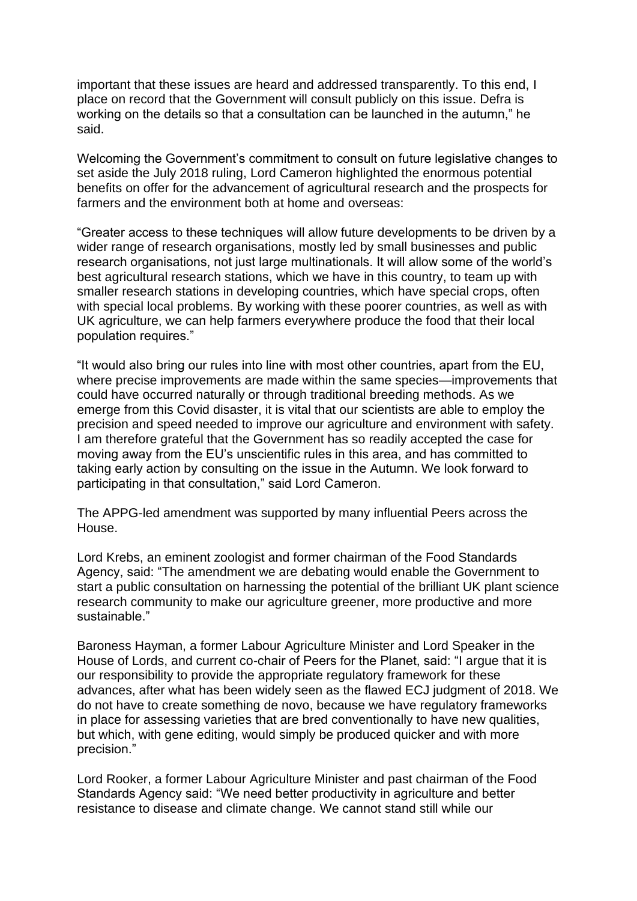important that these issues are heard and addressed transparently. To this end, I place on record that the Government will consult publicly on this issue. Defra is working on the details so that a consultation can be launched in the autumn," he said.

Welcoming the Government's commitment to consult on future legislative changes to set aside the July 2018 ruling, Lord Cameron highlighted the enormous potential benefits on offer for the advancement of agricultural research and the prospects for farmers and the environment both at home and overseas:

"Greater access to these techniques will allow future developments to be driven by a wider range of research organisations, mostly led by small businesses and public research organisations, not just large multinationals. It will allow some of the world's best agricultural research stations, which we have in this country, to team up with smaller research stations in developing countries, which have special crops, often with special local problems. By working with these poorer countries, as well as with UK agriculture, we can help farmers everywhere produce the food that their local population requires."

"It would also bring our rules into line with most other countries, apart from the EU, where precise improvements are made within the same species—improvements that could have occurred naturally or through traditional breeding methods. As we emerge from this Covid disaster, it is vital that our scientists are able to employ the precision and speed needed to improve our agriculture and environment with safety. I am therefore grateful that the Government has so readily accepted the case for moving away from the EU's unscientific rules in this area, and has committed to taking early action by consulting on the issue in the Autumn. We look forward to participating in that consultation," said Lord Cameron.

The APPG-led amendment was supported by many influential Peers across the House.

Lord Krebs, an eminent zoologist and former chairman of the Food Standards Agency, said: "The amendment we are debating would enable the Government to start a public consultation on harnessing the potential of the brilliant UK plant science research community to make our agriculture greener, more productive and more sustainable."

Baroness Hayman, a former Labour Agriculture Minister and Lord Speaker in the House of Lords, and current co-chair of Peers for the Planet, said: "I argue that it is our responsibility to provide the appropriate regulatory framework for these advances, after what has been widely seen as the flawed ECJ judgment of 2018. We do not have to create something de novo, because we have regulatory frameworks in place for assessing varieties that are bred conventionally to have new qualities, but which, with gene editing, would simply be produced quicker and with more precision."

Lord Rooker, a former Labour Agriculture Minister and past chairman of the Food Standards Agency said: "We need better productivity in agriculture and better resistance to disease and climate change. We cannot stand still while our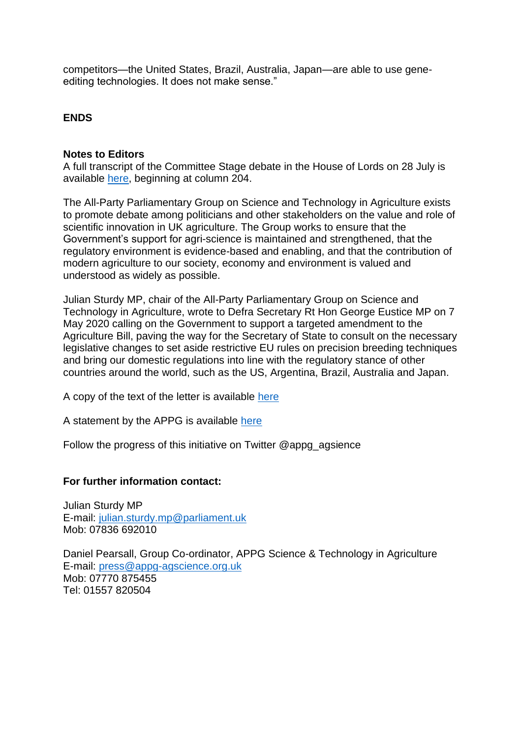competitors—the United States, Brazil, Australia, Japan—are able to use gene-editing technologies. It does not make sense."

**ENDS**

**Notes to Editors**

A full transcript of the Committee Stage debate in the House of Lords on 28 July is available [here](), beginning at column 204.

The All-Party Parliamentary Group on Science and Technology in Agriculture exists to promote debate among politicians and other stakeholders on the value and role of scientific innovation in UK agriculture. The Group works to ensure that the Government's support for agri-science is maintained and strengthened, that the regulatory environment is evidence-based and enabling, and that the contribution of modern agriculture to our society, economy and environment is valued and understood as widely as possible.

Julian Sturdy MP, chair of the All-Party Parliamentary Group on Science and Technology in Agriculture, wrote to Defra Secretary Rt Hon George Eustice MP on 7 May 2020 calling on the Government to support a targeted amendment to the Agriculture Bill, paving the way for the Secretary of State to consult on the necessary legislative changes to set aside restrictive EU rules on precision breeding techniques and bring our domestic regulations into line with the regulatory stance of other countries around the world, such as the US, Argentina, Brazil, Australia and Japan.

A copy of the text of the letter is available [here]()

A statement by the APPG is available [here]()

Follow the progress of this initiative on Twitter @appg_agsience

**For further information contact:**

Julian Sturdy MP
E-mail: julian.sturdy.mp@parliament.uk
Mob: 07836 692010

Daniel Pearsall, Group Co-ordinator, APPG Science & Technology in Agriculture
E-mail: press@appg-agscience.org.uk
Mob: 07770 875455
Tel: 01557 820504